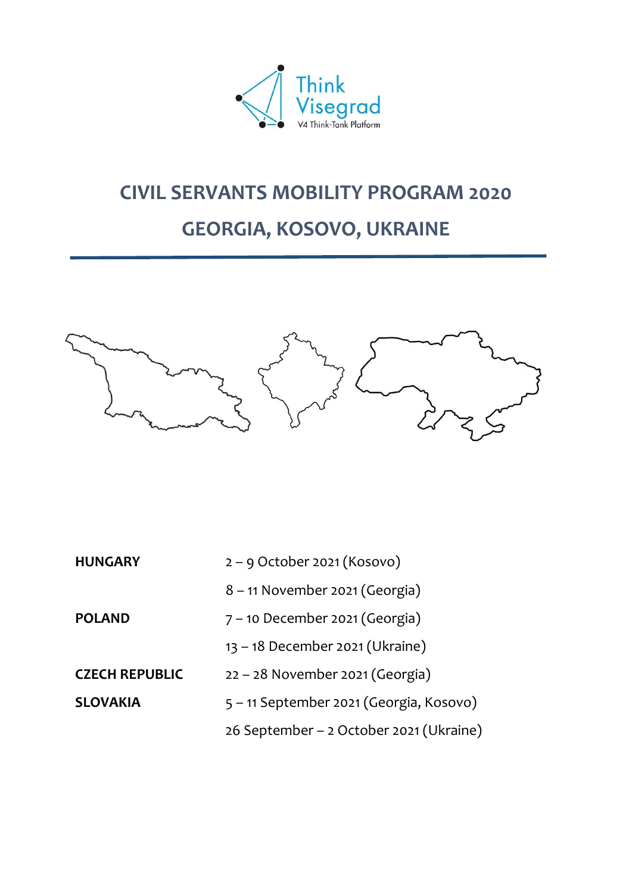Think Visegrad

V4 Think-Tank Platform

# CIVIL SERVANTS MOBILITY PROGRAM 2020

# GEORGIA, KOSOVO, UKRAINE

| | |
|---|---|
| **HUNGARY** | 2 – 9 October 2021 (Kosovo) |
| | 8 – 11 November 2021 (Georgia) |
| **POLAND** | 7 – 10 December 2021 (Georgia) |
| | 13 – 18 December 2021 (Ukraine) |
| **CZECH REPUBLIC** | 22 – 28 November 2021 (Georgia) |
| **SLOVAKIA** | 5 – 11 September 2021 (Georgia, Kosovo) |
| | 26 September – 2 October 2021 (Ukraine) |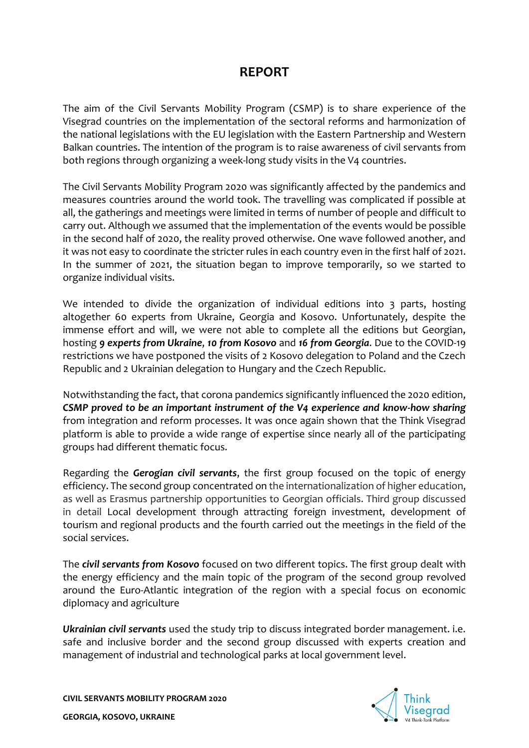# REPORT

The aim of the Civil Servants Mobility Program (CSMP) is to share experience of the Visegrad countries on the implementation of the sectoral reforms and harmonization of the national legislations with the EU legislation with the Eastern Partnership and Western Balkan countries. The intention of the program is to raise awareness of civil servants from both regions through organizing a week-long study visits in the V4 countries.

The Civil Servants Mobility Program 2020 was significantly affected by the pandemics and measures countries around the world took. The travelling was complicated if possible at all, the gatherings and meetings were limited in terms of number of people and difficult to carry out. Although we assumed that the implementation of the events would be possible in the second half of 2020, the reality proved otherwise. One wave followed another, and it was not easy to coordinate the stricter rules in each country even in the first half of 2021. In the summer of 2021, the situation began to improve temporarily, so we started to organize individual visits.

We intended to divide the organization of individual editions into 3 parts, hosting altogether 60 experts from Ukraine, Georgia and Kosovo. Unfortunately, despite the immense effort and will, we were not able to complete all the editions but Georgian, hosting ***9 experts from Ukraine***, ***10 from Kosovo*** and ***16 from Georgia***. Due to the COVID-19 restrictions we have postponed the visits of 2 Kosovo delegation to Poland and the Czech Republic and 2 Ukrainian delegation to Hungary and the Czech Republic.

Notwithstanding the fact, that corona pandemics significantly influenced the 2020 edition, ***CSMP proved to be an important instrument of the V4 experience and know-how sharing*** from integration and reform processes. It was once again shown that the Think Visegrad platform is able to provide a wide range of expertise since nearly all of the participating groups had different thematic focus.

Regarding the ***Gerogian civil servants***, the first group focused on the topic of energy efficiency. The second group concentrated on the internationalization of higher education, as well as Erasmus partnership opportunities to Georgian officials. Third group discussed in detail Local development through attracting foreign investment, development of tourism and regional products and the fourth carried out the meetings in the field of the social services.

The ***civil servants from Kosovo*** focused on two different topics. The first group dealt with the energy efficiency and the main topic of the program of the second group revolved around the Euro-Atlantic integration of the region with a special focus on economic diplomacy and agriculture

***Ukrainian civil servants*** used the study trip to discuss integrated border management. i.e. safe and inclusive border and the second group discussed with experts creation and management of industrial and technological parks at local government level.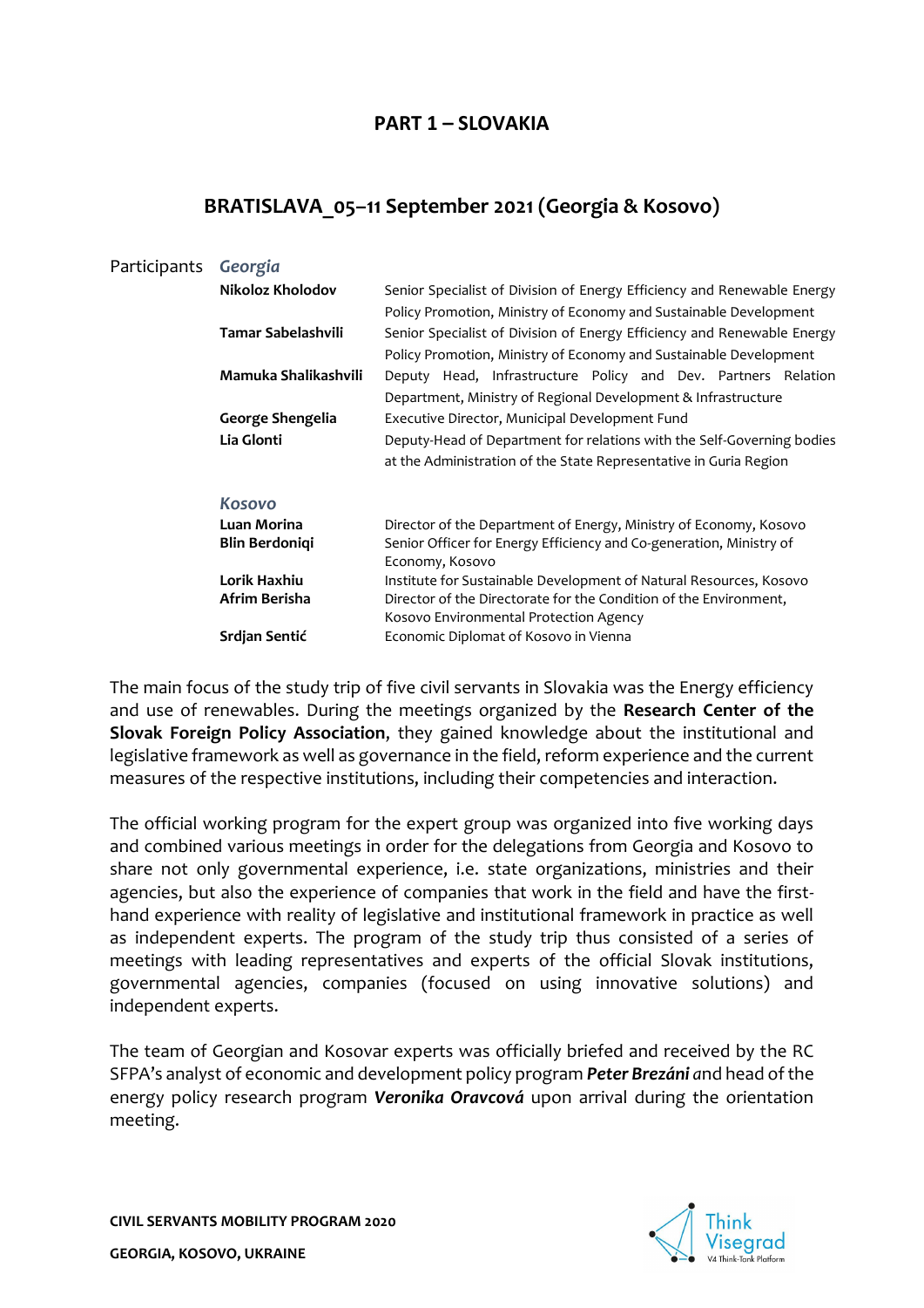## PART 1 – SLOVAKIA

### BRATISLAVA_05–11 September 2021 (Georgia & Kosovo)

| Participants | | |
|---|---|---|
| | ***Georgia*** | |
| | **Nikoloz Kholodov** | Senior Specialist of Division of Energy Efficiency and Renewable Energy Policy Promotion, Ministry of Economy and Sustainable Development |
| | **Tamar Sabelashvili** | Senior Specialist of Division of Energy Efficiency and Renewable Energy Policy Promotion, Ministry of Economy and Sustainable Development |
| | **Mamuka Shalikashvili** | Deputy Head, Infrastructure Policy and Dev. Partners Relation Department, Ministry of Regional Development & Infrastructure |
| | **George Shengelia** | Executive Director, Municipal Development Fund |
| | **Lia Glonti** | Deputy-Head of Department for relations with the Self-Governing bodies at the Administration of the State Representative in Guria Region |
| | ***Kosovo*** | |
| | **Luan Morina** | Director of the Department of Energy, Ministry of Economy, Kosovo |
| | **Blin Berdoniqi** | Senior Officer for Energy Efficiency and Co-generation, Ministry of Economy, Kosovo |
| | **Lorik Haxhiu** | Institute for Sustainable Development of Natural Resources, Kosovo |
| | **Afrim Berisha** | Director of the Directorate for the Condition of the Environment, Kosovo Environmental Protection Agency |
| | **Srdjan Sentić** | Economic Diplomat of Kosovo in Vienna |

The main focus of the study trip of five civil servants in Slovakia was the Energy efficiency and use of renewables. During the meetings organized by the **Research Center of the Slovak Foreign Policy Association**, they gained knowledge about the institutional and legislative framework as well as governance in the field, reform experience and the current measures of the respective institutions, including their competencies and interaction.

The official working program for the expert group was organized into five working days and combined various meetings in order for the delegations from Georgia and Kosovo to share not only governmental experience, i.e. state organizations, ministries and their agencies, but also the experience of companies that work in the field and have the first-hand experience with reality of legislative and institutional framework in practice as well as independent experts. The program of the study trip thus consisted of a series of meetings with leading representatives and experts of the official Slovak institutions, governmental agencies, companies (focused on using innovative solutions) and independent experts.

The team of Georgian and Kosovar experts was officially briefed and received by the RC SFPA's analyst of economic and development policy program ***Peter Brezáni*** *a*nd head of the energy policy research program ***Veronika Oravcová*** upon arrival during the orientation meeting.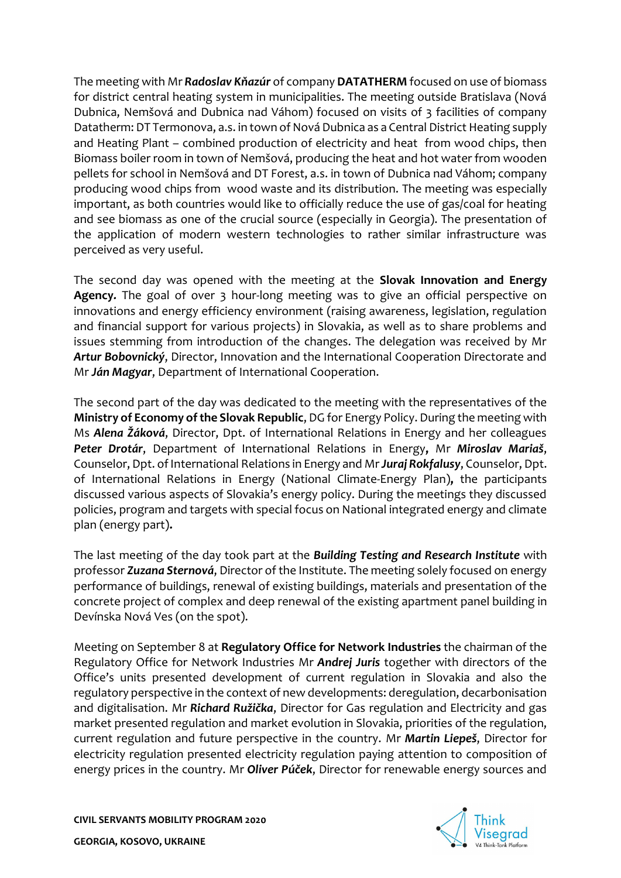The meeting with Mr ***Radoslav Kňazúr*** of company **DATATHERM** focused on use of biomass for district central heating system in municipalities. The meeting outside Bratislava (Nová Dubnica, Nemšová and Dubnica nad Váhom) focused on visits of 3 facilities of company Datatherm: DT Termonova, a.s. in town of Nová Dubnica as a Central District Heating supply and Heating Plant – combined production of electricity and heat from wood chips, then Biomass boiler room in town of Nemšová, producing the heat and hot water from wooden pellets for school in Nemšová and DT Forest, a.s. in town of Dubnica nad Váhom; company producing wood chips from wood waste and its distribution. The meeting was especially important, as both countries would like to officially reduce the use of gas/coal for heating and see biomass as one of the crucial source (especially in Georgia). The presentation of the application of modern western technologies to rather similar infrastructure was perceived as very useful.

The second day was opened with the meeting at the **Slovak Innovation and Energy Agency***.* The goal of over 3 hour-long meeting was to give an official perspective on innovations and energy efficiency environment (raising awareness, legislation, regulation and financial support for various projects) in Slovakia, as well as to share problems and issues stemming from introduction of the changes. The delegation was received by Mr ***Artur Bobovnický***, Director, Innovation and the International Cooperation Directorate and Mr ***Ján Magyar***, Department of International Cooperation.

The second part of the day was dedicated to the meeting with the representatives of the **Ministry of Economy of the Slovak Republic**, DG for Energy Policy. During the meeting with Ms ***Alena Žáková***, Director, Dpt. of International Relations in Energy and her colleagues ***Peter Drotár***, Department of International Relations in Energy**,** Mr ***Miroslav Mariaš***, Counselor, Dpt. of International Relations in Energy and Mr ***Juraj Rokfalusy***, Counselor, Dpt. of International Relations in Energy (National Climate-Energy Plan)**,** the participants discussed various aspects of Slovakia's energy policy. During the meetings they discussed policies, program and targets with special focus on National integrated energy and climate plan (energy part)**.**

The last meeting of the day took part at the ***Building Testing and Research Institute*** with professor ***Zuzana Sternová***, Director of the Institute. The meeting solely focused on energy performance of buildings, renewal of existing buildings, materials and presentation of the concrete project of complex and deep renewal of the existing apartment panel building in Devínska Nová Ves (on the spot).

Meeting on September 8 at **Regulatory Office for Network Industries** the chairman of the Regulatory Office for Network Industries Mr ***Andrej Juris*** together with directors of the Office's units presented development of current regulation in Slovakia and also the regulatory perspective in the context of new developments: deregulation, decarbonisation and digitalisation. Mr ***Richard Ružička***, Director for Gas regulation and Electricity and gas market presented regulation and market evolution in Slovakia, priorities of the regulation, current regulation and future perspective in the country. Mr ***Martin Liepeš***, Director for electricity regulation presented electricity regulation paying attention to composition of energy prices in the country. Mr ***Oliver Púček***, Director for renewable energy sources and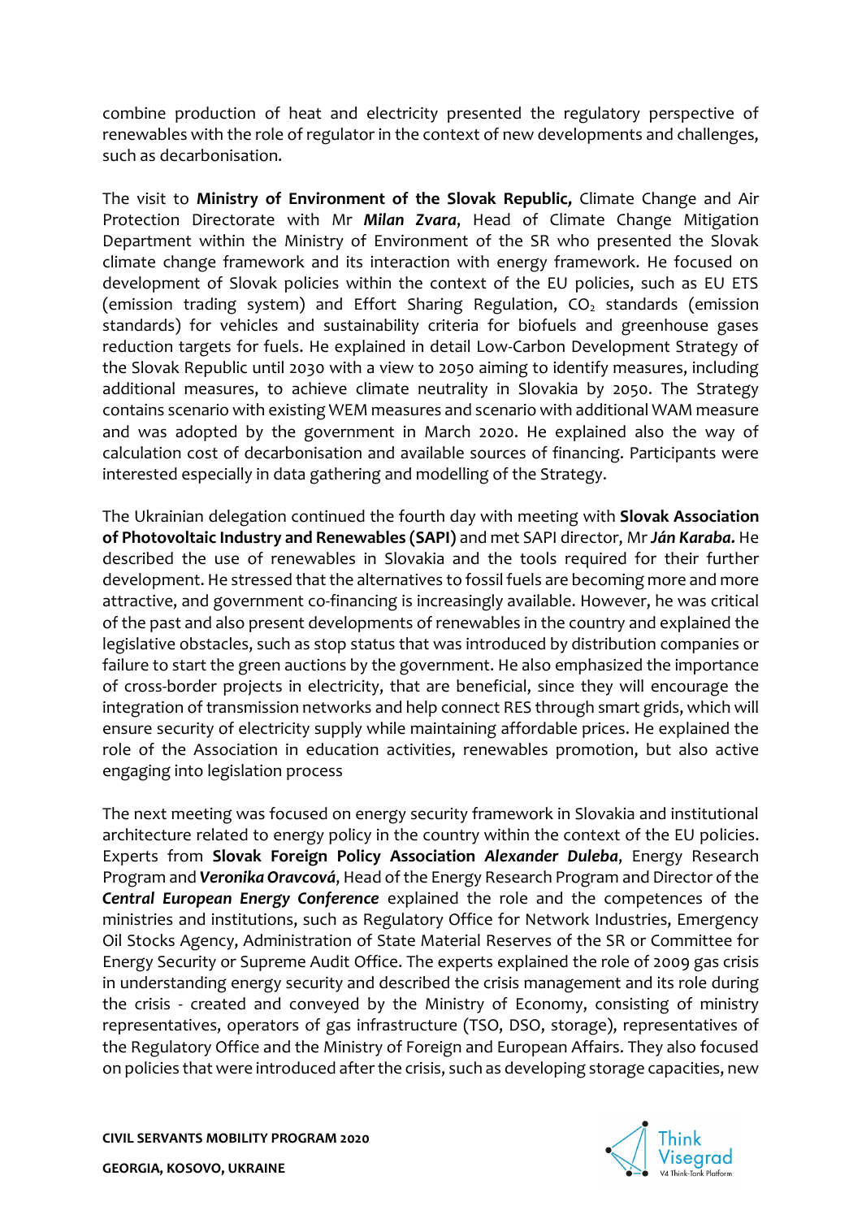combine production of heat and electricity presented the regulatory perspective of renewables with the role of regulator in the context of new developments and challenges, such as decarbonisation.

The visit to **Ministry of Environment of the Slovak Republic,** Climate Change and Air Protection Directorate with Mr ***Milan Zvara***, Head of Climate Change Mitigation Department within the Ministry of Environment of the SR who presented the Slovak climate change framework and its interaction with energy framework. He focused on development of Slovak policies within the context of the EU policies, such as EU ETS (emission trading system) and Effort Sharing Regulation, $CO_2$ standards (emission standards) for vehicles and sustainability criteria for biofuels and greenhouse gases reduction targets for fuels. He explained in detail Low-Carbon Development Strategy of the Slovak Republic until 2030 with a view to 2050 aiming to identify measures, including additional measures, to achieve climate neutrality in Slovakia by 2050. The Strategy contains scenario with existing WEM measures and scenario with additional WAM measure and was adopted by the government in March 2020. He explained also the way of calculation cost of decarbonisation and available sources of financing. Participants were interested especially in data gathering and modelling of the Strategy.

The Ukrainian delegation continued the fourth day with meeting with **Slovak Association of Photovoltaic Industry and Renewables (SAPI)** and met SAPI director, Mr ***Ján Karaba.*** He described the use of renewables in Slovakia and the tools required for their further development. He stressed that the alternatives to fossil fuels are becoming more and more attractive, and government co-financing is increasingly available. However, he was critical of the past and also present developments of renewables in the country and explained the legislative obstacles, such as stop status that was introduced by distribution companies or failure to start the green auctions by the government. He also emphasized the importance of cross-border projects in electricity, that are beneficial, since they will encourage the integration of transmission networks and help connect RES through smart grids, which will ensure security of electricity supply while maintaining affordable prices. He explained the role of the Association in education activities, renewables promotion, but also active engaging into legislation process

The next meeting was focused on energy security framework in Slovakia and institutional architecture related to energy policy in the country within the context of the EU policies. Experts from **Slovak Foreign Policy Association** ***Alexander Duleba***, Energy Research Program and ***Veronika Oravcová***, Head of the Energy Research Program and Director of the ***Central European Energy Conference*** explained the role and the competences of the ministries and institutions, such as Regulatory Office for Network Industries, Emergency Oil Stocks Agency, Administration of State Material Reserves of the SR or Committee for Energy Security or Supreme Audit Office. The experts explained the role of 2009 gas crisis in understanding energy security and described the crisis management and its role during the crisis - created and conveyed by the Ministry of Economy, consisting of ministry representatives, operators of gas infrastructure (TSO, DSO, storage), representatives of the Regulatory Office and the Ministry of Foreign and European Affairs. They also focused on policies that were introduced after the crisis, such as developing storage capacities, new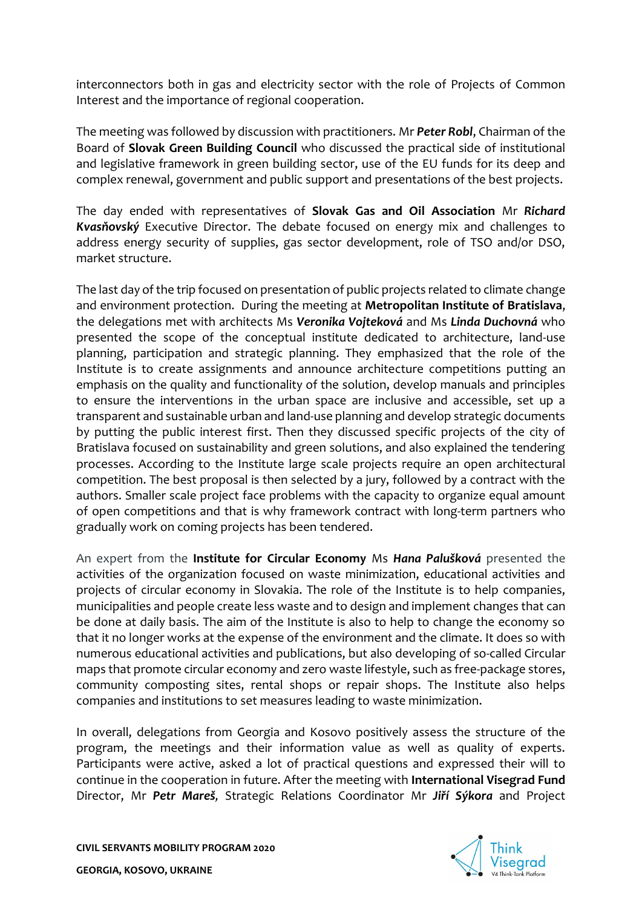interconnectors both in gas and electricity sector with the role of Projects of Common Interest and the importance of regional cooperation.

The meeting was followed by discussion with practitioners. Mr ***Peter Robl***, Chairman of the Board of **Slovak Green Building Council** who discussed the practical side of institutional and legislative framework in green building sector, use of the EU funds for its deep and complex renewal, government and public support and presentations of the best projects.

The day ended with representatives of **Slovak Gas and Oil Association** Mr ***Richard Kvasňovský*** Executive Director. The debate focused on energy mix and challenges to address energy security of supplies, gas sector development, role of TSO and/or DSO, market structure.

The last day of the trip focused on presentation of public projects related to climate change and environment protection. During the meeting at **Metropolitan Institute of Bratislava**, the delegations met with architects Ms ***Veronika Vojteková*** and Ms ***Linda Duchovná*** who presented the scope of the conceptual institute dedicated to architecture, land-use planning, participation and strategic planning. They emphasized that the role of the Institute is to create assignments and announce architecture competitions putting an emphasis on the quality and functionality of the solution, develop manuals and principles to ensure the interventions in the urban space are inclusive and accessible, set up a transparent and sustainable urban and land-use planning and develop strategic documents by putting the public interest first. Then they discussed specific projects of the city of Bratislava focused on sustainability and green solutions, and also explained the tendering processes. According to the Institute large scale projects require an open architectural competition. The best proposal is then selected by a jury, followed by a contract with the authors. Smaller scale project face problems with the capacity to organize equal amount of open competitions and that is why framework contract with long-term partners who gradually work on coming projects has been tendered.

An expert from the **Institute for Circular Economy** Ms ***Hana Palušková*** presented the activities of the organization focused on waste minimization, educational activities and projects of circular economy in Slovakia. The role of the Institute is to help companies, municipalities and people create less waste and to design and implement changes that can be done at daily basis. The aim of the Institute is also to help to change the economy so that it no longer works at the expense of the environment and the climate. It does so with numerous educational activities and publications, but also developing of so-called Circular maps that promote circular economy and zero waste lifestyle, such as free-package stores, community composting sites, rental shops or repair shops. The Institute also helps companies and institutions to set measures leading to waste minimization.

In overall, delegations from Georgia and Kosovo positively assess the structure of the program, the meetings and their information value as well as quality of experts. Participants were active, asked a lot of practical questions and expressed their will to continue in the cooperation in future. After the meeting with **International Visegrad Fund** Director, Mr ***Petr Mareš***, Strategic Relations Coordinator Mr ***Jiří Sýkora*** and Project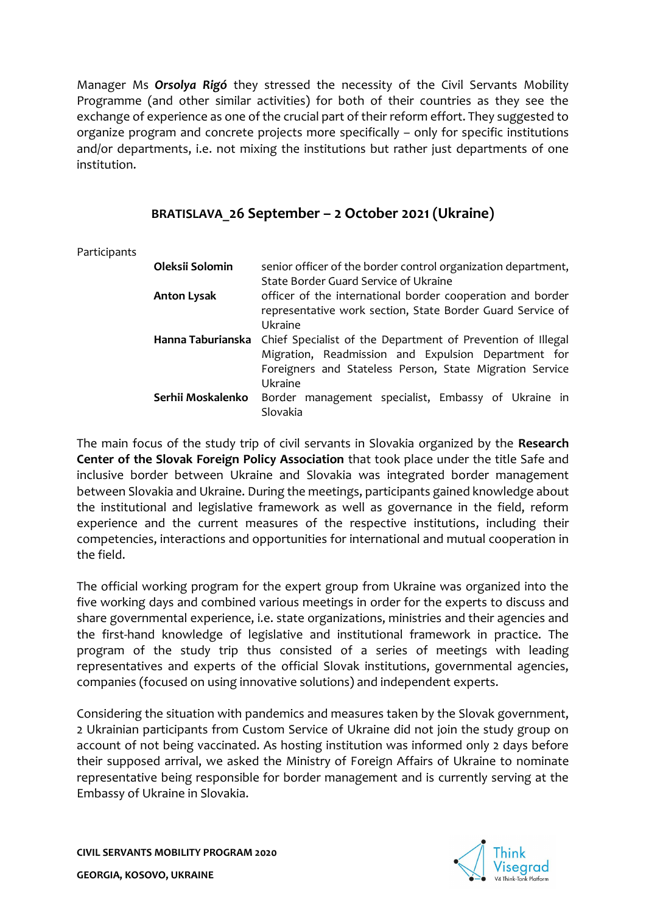Manager Ms ***Orsolya Rigó*** they stressed the necessity of the Civil Servants Mobility Programme (and other similar activities) for both of their countries as they see the exchange of experience as one of the crucial part of their reform effort. They suggested to organize program and concrete projects more specifically – only for specific institutions and/or departments, i.e. not mixing the institutions but rather just departments of one institution.

## BRATISLAVA_26 September – 2 October 2021 (Ukraine)

Participants

| | |
|---|---|
| **Oleksii Solomin** | senior officer of the border control organization department, State Border Guard Service of Ukraine |
| **Anton Lysak** | officer of the international border cooperation and border representative work section, State Border Guard Service of Ukraine |
| **Hanna Taburianska** | Chief Specialist of the Department of Prevention of Illegal Migration, Readmission and Expulsion Department for Foreigners and Stateless Person, State Migration Service Ukraine |
| **Serhii Moskalenko** | Border management specialist, Embassy of Ukraine in Slovakia |

The main focus of the study trip of civil servants in Slovakia organized by the **Research Center of the Slovak Foreign Policy Association** that took place under the title Safe and inclusive border between Ukraine and Slovakia was integrated border management between Slovakia and Ukraine. During the meetings, participants gained knowledge about the institutional and legislative framework as well as governance in the field, reform experience and the current measures of the respective institutions, including their competencies, interactions and opportunities for international and mutual cooperation in the field.

The official working program for the expert group from Ukraine was organized into the five working days and combined various meetings in order for the experts to discuss and share governmental experience, i.e. state organizations, ministries and their agencies and the first-hand knowledge of legislative and institutional framework in practice. The program of the study trip thus consisted of a series of meetings with leading representatives and experts of the official Slovak institutions, governmental agencies, companies (focused on using innovative solutions) and independent experts.

Considering the situation with pandemics and measures taken by the Slovak government, 2 Ukrainian participants from Custom Service of Ukraine did not join the study group on account of not being vaccinated. As hosting institution was informed only 2 days before their supposed arrival, we asked the Ministry of Foreign Affairs of Ukraine to nominate representative being responsible for border management and is currently serving at the Embassy of Ukraine in Slovakia.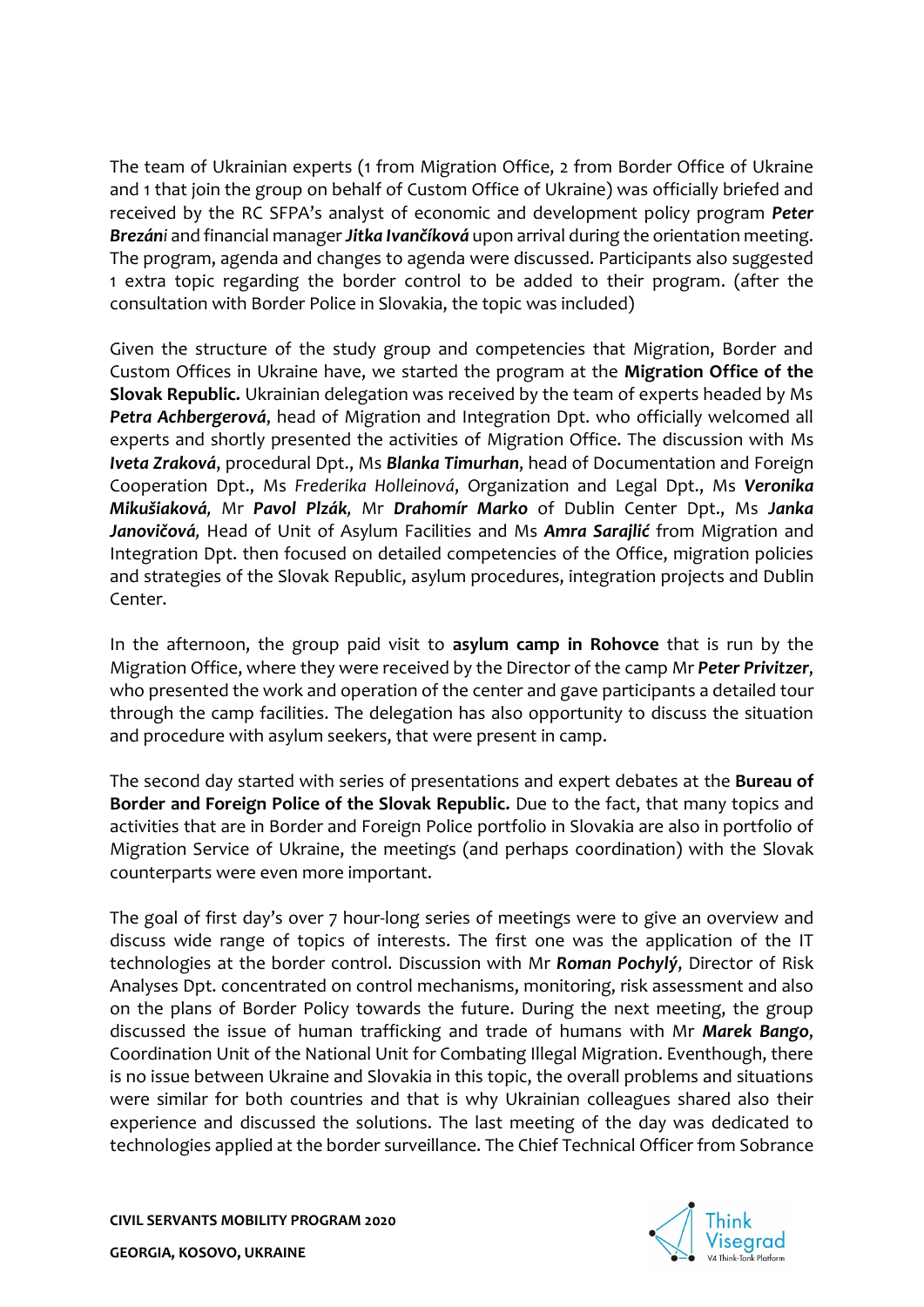The team of Ukrainian experts (1 from Migration Office, 2 from Border Office of Ukraine and 1 that join the group on behalf of Custom Office of Ukraine) was officially briefed and received by the RC SFPA's analyst of economic and development policy program ***Peter Brezán****i* and financial manager ***Jitka Ivančíková*** upon arrival during the orientation meeting. The program, agenda and changes to agenda were discussed. Participants also suggested 1 extra topic regarding the border control to be added to their program. (after the consultation with Border Police in Slovakia, the topic was included)

Given the structure of the study group and competencies that Migration, Border and Custom Offices in Ukraine have, we started the program at the **Migration Office of the Slovak Republic.** Ukrainian delegation was received by the team of experts headed by Ms ***Petra Achbergerová***, head of Migration and Integration Dpt. who officially welcomed all experts and shortly presented the activities of Migration Office. The discussion with Ms ***Iveta Zraková***, procedural Dpt., Ms ***Blanka Timurhan***, head of Documentation and Foreign Cooperation Dpt., Ms *Frederika Holleinová*, Organization and Legal Dpt., Ms ***Veronika Mikušiaková,*** Mr ***Pavol Plzák,*** Mr ***Drahomír Marko*** of Dublin Center Dpt., Ms ***Janka Janovičová,*** Head of Unit of Asylum Facilities and Ms ***Amra Sarajlić*** from Migration and Integration Dpt. then focused on detailed competencies of the Office, migration policies and strategies of the Slovak Republic, asylum procedures, integration projects and Dublin Center.

In the afternoon, the group paid visit to **asylum camp in Rohovce** that is run by the Migration Office, where they were received by the Director of the camp Mr ***Peter Privitzer***, who presented the work and operation of the center and gave participants a detailed tour through the camp facilities. The delegation has also opportunity to discuss the situation and procedure with asylum seekers, that were present in camp.

The second day started with series of presentations and expert debates at the **Bureau of Border and Foreign Police of the Slovak Republic.** Due to the fact, that many topics and activities that are in Border and Foreign Police portfolio in Slovakia are also in portfolio of Migration Service of Ukraine, the meetings (and perhaps coordination) with the Slovak counterparts were even more important.

The goal of first day's over 7 hour-long series of meetings were to give an overview and discuss wide range of topics of interests. The first one was the application of the IT technologies at the border control. Discussion with Mr ***Roman Pochylý***, Director of Risk Analyses Dpt. concentrated on control mechanisms, monitoring, risk assessment and also on the plans of Border Policy towards the future. During the next meeting, the group discussed the issue of human trafficking and trade of humans with Mr ***Marek Bango***, Coordination Unit of the National Unit for Combating Illegal Migration. Eventhough, there is no issue between Ukraine and Slovakia in this topic, the overall problems and situations were similar for both countries and that is why Ukrainian colleagues shared also their experience and discussed the solutions. The last meeting of the day was dedicated to technologies applied at the border surveillance. The Chief Technical Officer from Sobrance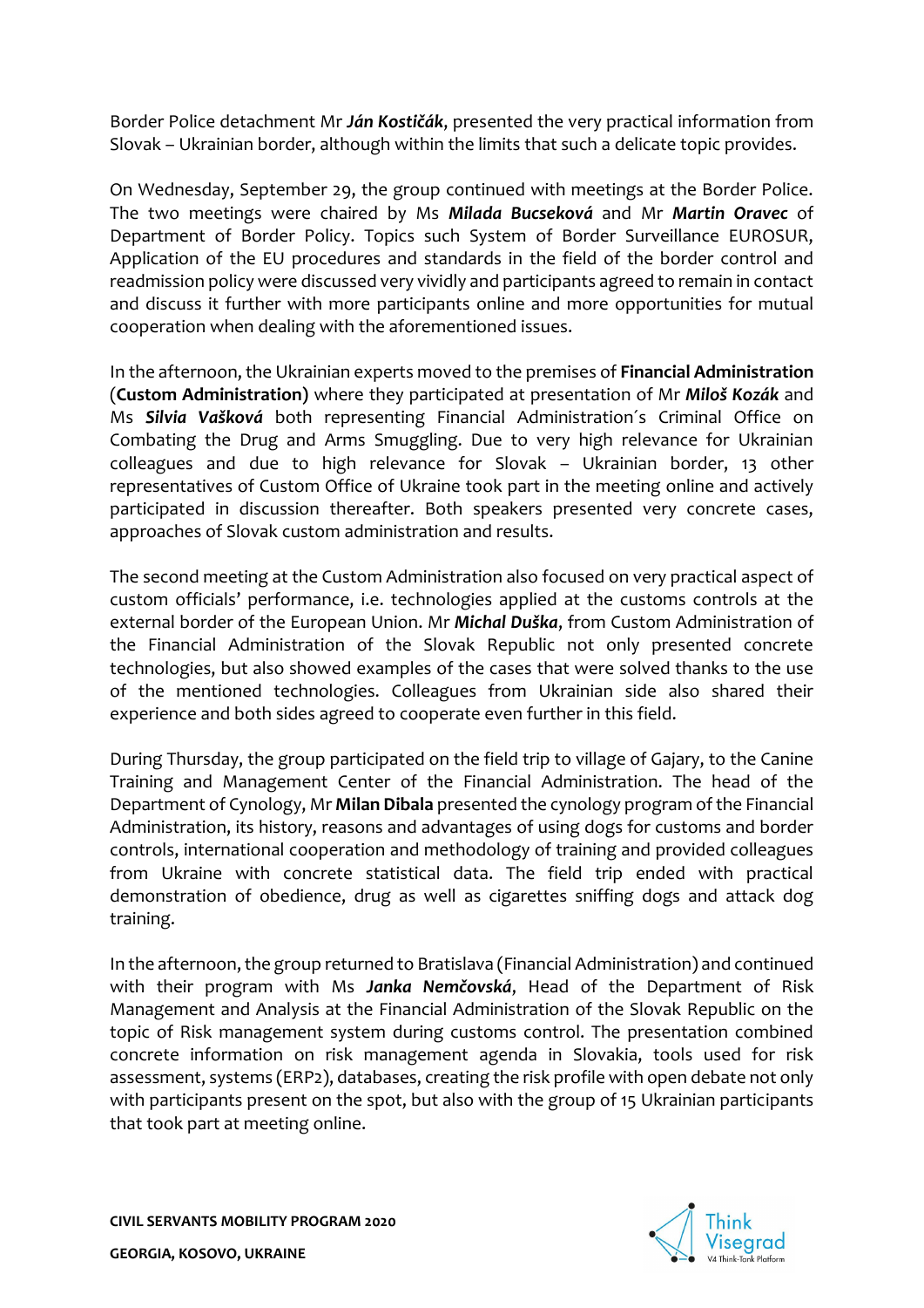Border Police detachment Mr ***Ján Kostičák***, presented the very practical information from Slovak – Ukrainian border, although within the limits that such a delicate topic provides.

On Wednesday, September 29, the group continued with meetings at the Border Police. The two meetings were chaired by Ms ***Milada Bucseková*** and Mr ***Martin Oravec*** of Department of Border Policy. Topics such System of Border Surveillance EUROSUR, Application of the EU procedures and standards in the field of the border control and readmission policy were discussed very vividly and participants agreed to remain in contact and discuss it further with more participants online and more opportunities for mutual cooperation when dealing with the aforementioned issues.

In the afternoon, the Ukrainian experts moved to the premises of **Financial Administration** (**Custom Administration**) where they participated at presentation of Mr ***Miloš Kozák*** and Ms ***Silvia Vašková*** both representing Financial Administration´s Criminal Office on Combating the Drug and Arms Smuggling. Due to very high relevance for Ukrainian colleagues and due to high relevance for Slovak – Ukrainian border, 13 other representatives of Custom Office of Ukraine took part in the meeting online and actively participated in discussion thereafter. Both speakers presented very concrete cases, approaches of Slovak custom administration and results.

The second meeting at the Custom Administration also focused on very practical aspect of custom officials' performance, i.e. technologies applied at the customs controls at the external border of the European Union. Mr ***Michal Duška***, from Custom Administration of the Financial Administration of the Slovak Republic not only presented concrete technologies, but also showed examples of the cases that were solved thanks to the use of the mentioned technologies. Colleagues from Ukrainian side also shared their experience and both sides agreed to cooperate even further in this field.

During Thursday, the group participated on the field trip to village of Gajary, to the Canine Training and Management Center of the Financial Administration. The head of the Department of Cynology, Mr **Milan Dibala** presented the cynology program of the Financial Administration, its history, reasons and advantages of using dogs for customs and border controls, international cooperation and methodology of training and provided colleagues from Ukraine with concrete statistical data. The field trip ended with practical demonstration of obedience, drug as well as cigarettes sniffing dogs and attack dog training.

In the afternoon, the group returned to Bratislava (Financial Administration) and continued with their program with Ms ***Janka Nemčovská***, Head of the Department of Risk Management and Analysis at the Financial Administration of the Slovak Republic on the topic of Risk management system during customs control. The presentation combined concrete information on risk management agenda in Slovakia, tools used for risk assessment, systems (ERP2), databases, creating the risk profile with open debate not only with participants present on the spot, but also with the group of 15 Ukrainian participants that took part at meeting online.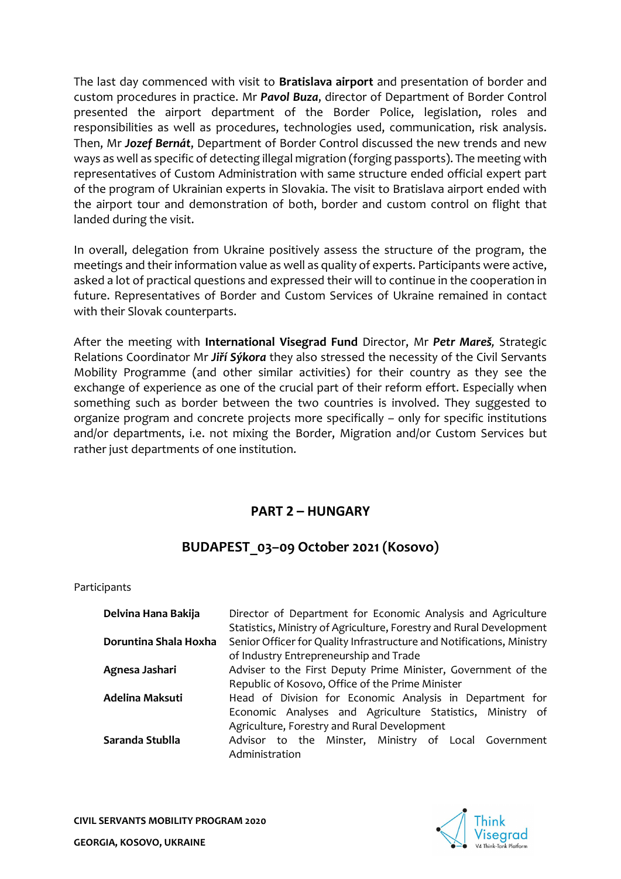The last day commenced with visit to **Bratislava airport** and presentation of border and custom procedures in practice. Mr ***Pavol Buza***, director of Department of Border Control presented the airport department of the Border Police, legislation, roles and responsibilities as well as procedures, technologies used, communication, risk analysis. Then, Mr ***Jozef Bernát***, Department of Border Control discussed the new trends and new ways as well as specific of detecting illegal migration (forging passports). The meeting with representatives of Custom Administration with same structure ended official expert part of the program of Ukrainian experts in Slovakia. The visit to Bratislava airport ended with the airport tour and demonstration of both, border and custom control on flight that landed during the visit.

In overall, delegation from Ukraine positively assess the structure of the program, the meetings and their information value as well as quality of experts. Participants were active, asked a lot of practical questions and expressed their will to continue in the cooperation in future. Representatives of Border and Custom Services of Ukraine remained in contact with their Slovak counterparts.

After the meeting with **International Visegrad Fund** Director, Mr ***Petr Mareš***, Strategic Relations Coordinator Mr ***Jiří Sýkora*** they also stressed the necessity of the Civil Servants Mobility Programme (and other similar activities) for their country as they see the exchange of experience as one of the crucial part of their reform effort. Especially when something such as border between the two countries is involved. They suggested to organize program and concrete projects more specifically – only for specific institutions and/or departments, i.e. not mixing the Border, Migration and/or Custom Services but rather just departments of one institution.

## PART 2 – HUNGARY

## BUDAPEST_03–09 October 2021 (Kosovo)

Participants

| | |
|---|---|
| **Delvina Hana Bakija** | Director of Department for Economic Analysis and Agriculture Statistics, Ministry of Agriculture, Forestry and Rural Development |
| **Doruntina Shala Hoxha** | Senior Officer for Quality Infrastructure and Notifications, Ministry of Industry Entrepreneurship and Trade |
| **Agnesa Jashari** | Adviser to the First Deputy Prime Minister, Government of the Republic of Kosovo, Office of the Prime Minister |
| **Adelina Maksuti** | Head of Division for Economic Analysis in Department for Economic Analyses and Agriculture Statistics, Ministry of Agriculture, Forestry and Rural Development |
| **Saranda Stublla** | Advisor to the Minster, Ministry of Local Government Administration |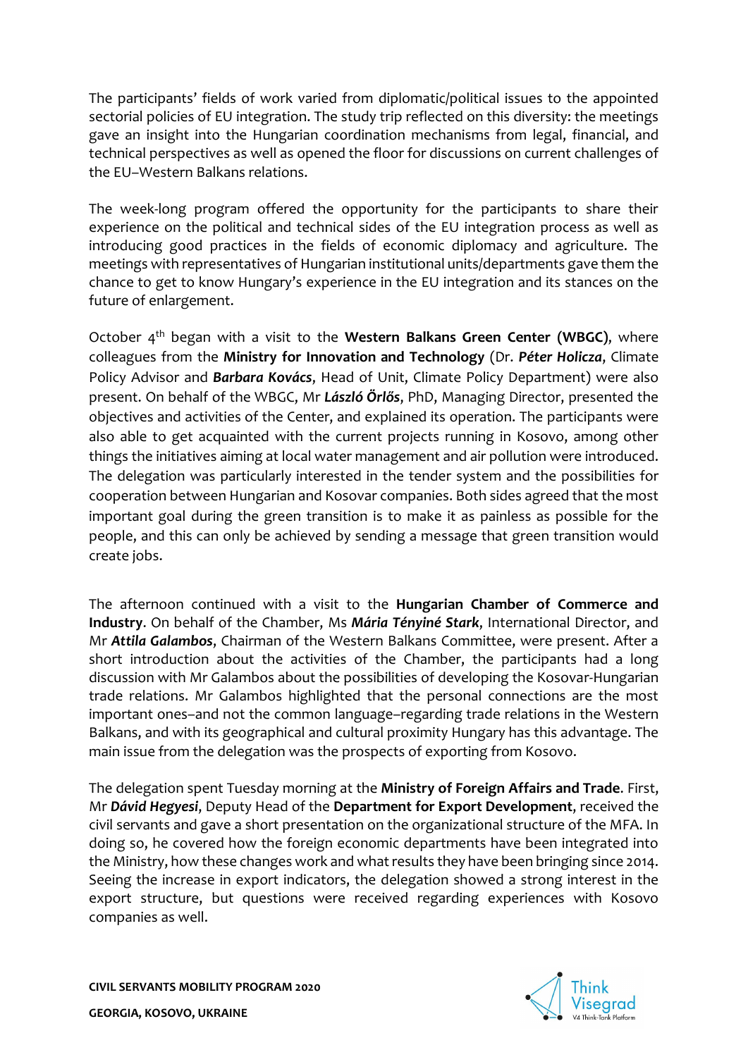The participants' fields of work varied from diplomatic/political issues to the appointed sectorial policies of EU integration. The study trip reflected on this diversity: the meetings gave an insight into the Hungarian coordination mechanisms from legal, financial, and technical perspectives as well as opened the floor for discussions on current challenges of the EU–Western Balkans relations.

The week-long program offered the opportunity for the participants to share their experience on the political and technical sides of the EU integration process as well as introducing good practices in the fields of economic diplomacy and agriculture. The meetings with representatives of Hungarian institutional units/departments gave them the chance to get to know Hungary's experience in the EU integration and its stances on the future of enlargement.

October 4th began with a visit to the **Western Balkans Green Center (WBGC)**, where colleagues from the **Ministry for Innovation and Technology** (Dr. ***Péter Holicza***, Climate Policy Advisor and ***Barbara Kovács***, Head of Unit, Climate Policy Department) were also present. On behalf of the WBGC, Mr ***László Örlős***, PhD, Managing Director, presented the objectives and activities of the Center, and explained its operation. The participants were also able to get acquainted with the current projects running in Kosovo, among other things the initiatives aiming at local water management and air pollution were introduced. The delegation was particularly interested in the tender system and the possibilities for cooperation between Hungarian and Kosovar companies. Both sides agreed that the most important goal during the green transition is to make it as painless as possible for the people, and this can only be achieved by sending a message that green transition would create jobs.

The afternoon continued with a visit to the **Hungarian Chamber of Commerce and Industry**. On behalf of the Chamber, Ms ***Mária Tényiné Stark***, International Director, and Mr ***Attila Galambos***, Chairman of the Western Balkans Committee, were present. After a short introduction about the activities of the Chamber, the participants had a long discussion with Mr Galambos about the possibilities of developing the Kosovar-Hungarian trade relations. Mr Galambos highlighted that the personal connections are the most important ones–and not the common language–regarding trade relations in the Western Balkans, and with its geographical and cultural proximity Hungary has this advantage. The main issue from the delegation was the prospects of exporting from Kosovo.

The delegation spent Tuesday morning at the **Ministry of Foreign Affairs and Trade**. First, Mr ***Dávid Hegyesi***, Deputy Head of the **Department for Export Development**, received the civil servants and gave a short presentation on the organizational structure of the MFA. In doing so, he covered how the foreign economic departments have been integrated into the Ministry, how these changes work and what results they have been bringing since 2014. Seeing the increase in export indicators, the delegation showed a strong interest in the export structure, but questions were received regarding experiences with Kosovo companies as well.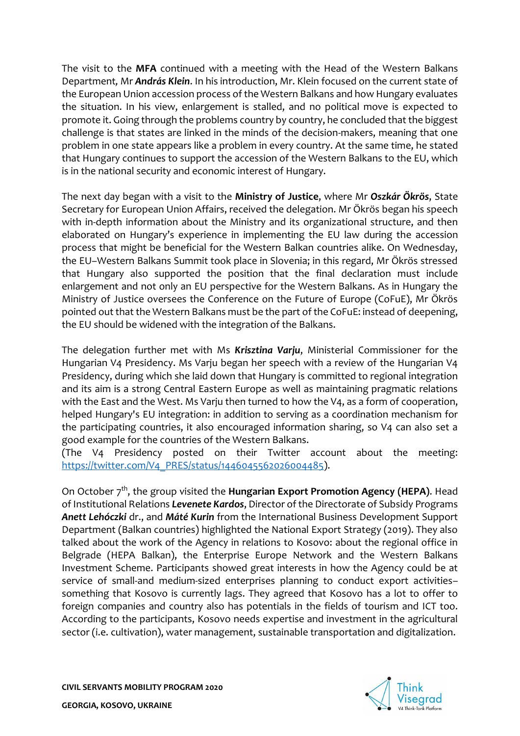The visit to the **MFA** continued with a meeting with the Head of the Western Balkans Department, Mr ***András Klein***. In his introduction, Mr. Klein focused on the current state of the European Union accession process of the Western Balkans and how Hungary evaluates the situation. In his view, enlargement is stalled, and no political move is expected to promote it. Going through the problems country by country, he concluded that the biggest challenge is that states are linked in the minds of the decision-makers, meaning that one problem in one state appears like a problem in every country. At the same time, he stated that Hungary continues to support the accession of the Western Balkans to the EU, which is in the national security and economic interest of Hungary.

The next day began with a visit to the **Ministry of Justice**, where Mr ***Oszkár Ökrös***, State Secretary for European Union Affairs, received the delegation. Mr Ökrös began his speech with in-depth information about the Ministry and its organizational structure, and then elaborated on Hungary's experience in implementing the EU law during the accession process that might be beneficial for the Western Balkan countries alike. On Wednesday, the EU–Western Balkans Summit took place in Slovenia; in this regard, Mr Ökrös stressed that Hungary also supported the position that the final declaration must include enlargement and not only an EU perspective for the Western Balkans. As in Hungary the Ministry of Justice oversees the Conference on the Future of Europe (CoFuE), Mr Ökrös pointed out that the Western Balkans must be the part of the CoFuE: instead of deepening, the EU should be widened with the integration of the Balkans.

The delegation further met with Ms ***Krisztina Varju***, Ministerial Commissioner for the Hungarian V4 Presidency. Ms Varju began her speech with a review of the Hungarian V4 Presidency, during which she laid down that Hungary is committed to regional integration and its aim is a strong Central Eastern Europe as well as maintaining pragmatic relations with the East and the West. Ms Varju then turned to how the V4, as a form of cooperation, helped Hungary's EU integration: in addition to serving as a coordination mechanism for the participating countries, it also encouraged information sharing, so V4 can also set a good example for the countries of the Western Balkans.
(The V4 Presidency posted on their Twitter account about the meeting: [https://twitter.com/V4_PRES/status/1446045562026004485](https://twitter.com/V4_PRES/status/1446045562026004485)).

On October 7th, the group visited the **Hungarian Export Promotion Agency (HEPA)**. Head of Institutional Relations ***Levenete Kardos***, Director of the Directorate of Subsidy Programs ***Anett Lehóczki*** dr., and ***Máté Kurin*** from the International Business Development Support Department (Balkan countries) highlighted the National Export Strategy (2019). They also talked about the work of the Agency in relations to Kosovo: about the regional office in Belgrade (HEPA Balkan), the Enterprise Europe Network and the Western Balkans Investment Scheme. Participants showed great interests in how the Agency could be at service of small-and medium-sized enterprises planning to conduct export activities– something that Kosovo is currently lags. They agreed that Kosovo has a lot to offer to foreign companies and country also has potentials in the fields of tourism and ICT too. According to the participants, Kosovo needs expertise and investment in the agricultural sector (i.e. cultivation), water management, sustainable transportation and digitalization.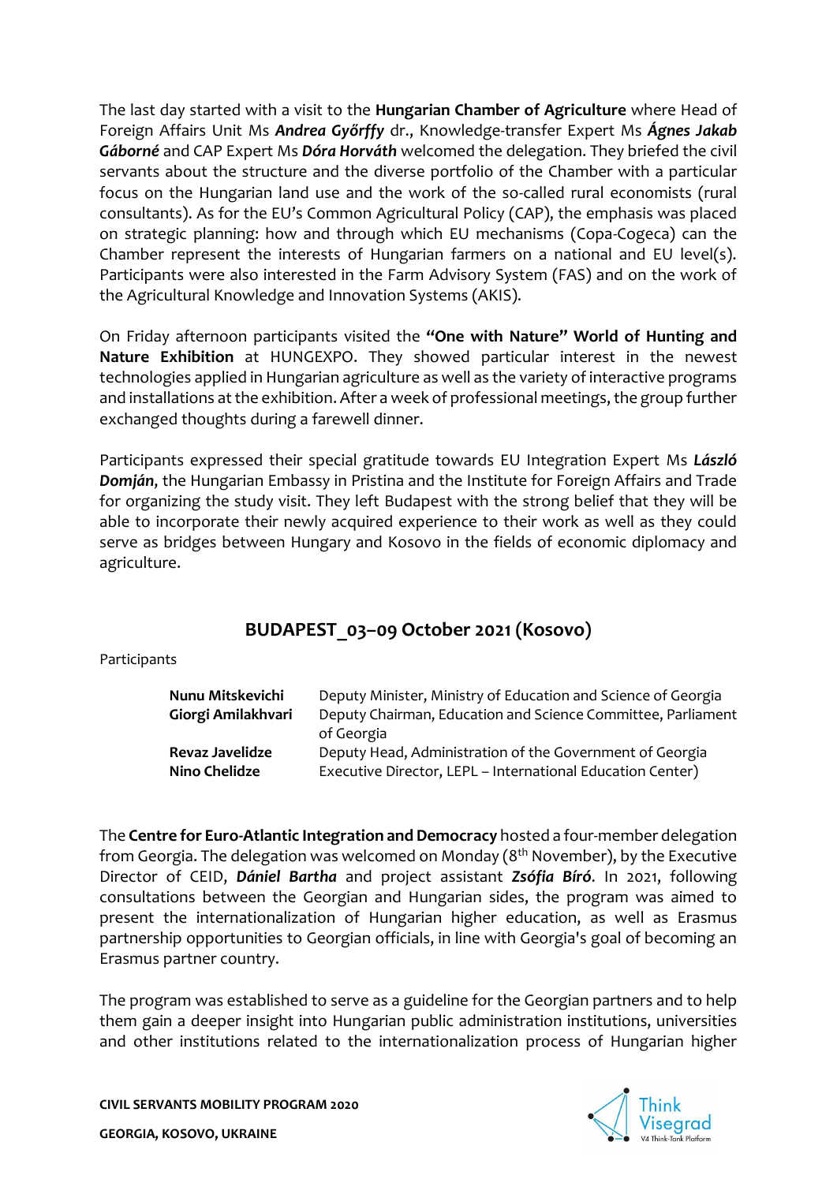The last day started with a visit to the **Hungarian Chamber of Agriculture** where Head of Foreign Affairs Unit Ms ***Andrea Győrffy*** dr., Knowledge-transfer Expert Ms ***Ágnes Jakab Gáborné*** and CAP Expert Ms ***Dóra Horváth*** welcomed the delegation. They briefed the civil servants about the structure and the diverse portfolio of the Chamber with a particular focus on the Hungarian land use and the work of the so-called rural economists (rural consultants). As for the EU's Common Agricultural Policy (CAP), the emphasis was placed on strategic planning: how and through which EU mechanisms (Copa-Cogeca) can the Chamber represent the interests of Hungarian farmers on a national and EU level(s). Participants were also interested in the Farm Advisory System (FAS) and on the work of the Agricultural Knowledge and Innovation Systems (AKIS).

On Friday afternoon participants visited the **"One with Nature" World of Hunting and Nature Exhibition** at HUNGEXPO. They showed particular interest in the newest technologies applied in Hungarian agriculture as well as the variety of interactive programs and installations at the exhibition. After a week of professional meetings, the group further exchanged thoughts during a farewell dinner.

Participants expressed their special gratitude towards EU Integration Expert Ms ***László Domján***, the Hungarian Embassy in Pristina and the Institute for Foreign Affairs and Trade for organizing the study visit. They left Budapest with the strong belief that they will be able to incorporate their newly acquired experience to their work as well as they could serve as bridges between Hungary and Kosovo in the fields of economic diplomacy and agriculture.

## BUDAPEST_03–09 October 2021 (Kosovo)

Participants

| | |
|---|---|
| **Nunu Mitskevichi** | Deputy Minister, Ministry of Education and Science of Georgia |
| **Giorgi Amilakhvari** | Deputy Chairman, Education and Science Committee, Parliament of Georgia |
| **Revaz Javelidze** | Deputy Head, Administration of the Government of Georgia |
| **Nino Chelidze** | Executive Director, LEPL – International Education Center) |

The **Centre for Euro-Atlantic Integration and Democracy** hosted a four-member delegation from Georgia. The delegation was welcomed on Monday (8th November), by the Executive Director of CEID, ***Dániel Bartha*** and project assistant ***Zsófia Bíró***. In 2021, following consultations between the Georgian and Hungarian sides, the program was aimed to present the internationalization of Hungarian higher education, as well as Erasmus partnership opportunities to Georgian officials, in line with Georgia's goal of becoming an Erasmus partner country.

The program was established to serve as a guideline for the Georgian partners and to help them gain a deeper insight into Hungarian public administration institutions, universities and other institutions related to the internationalization process of Hungarian higher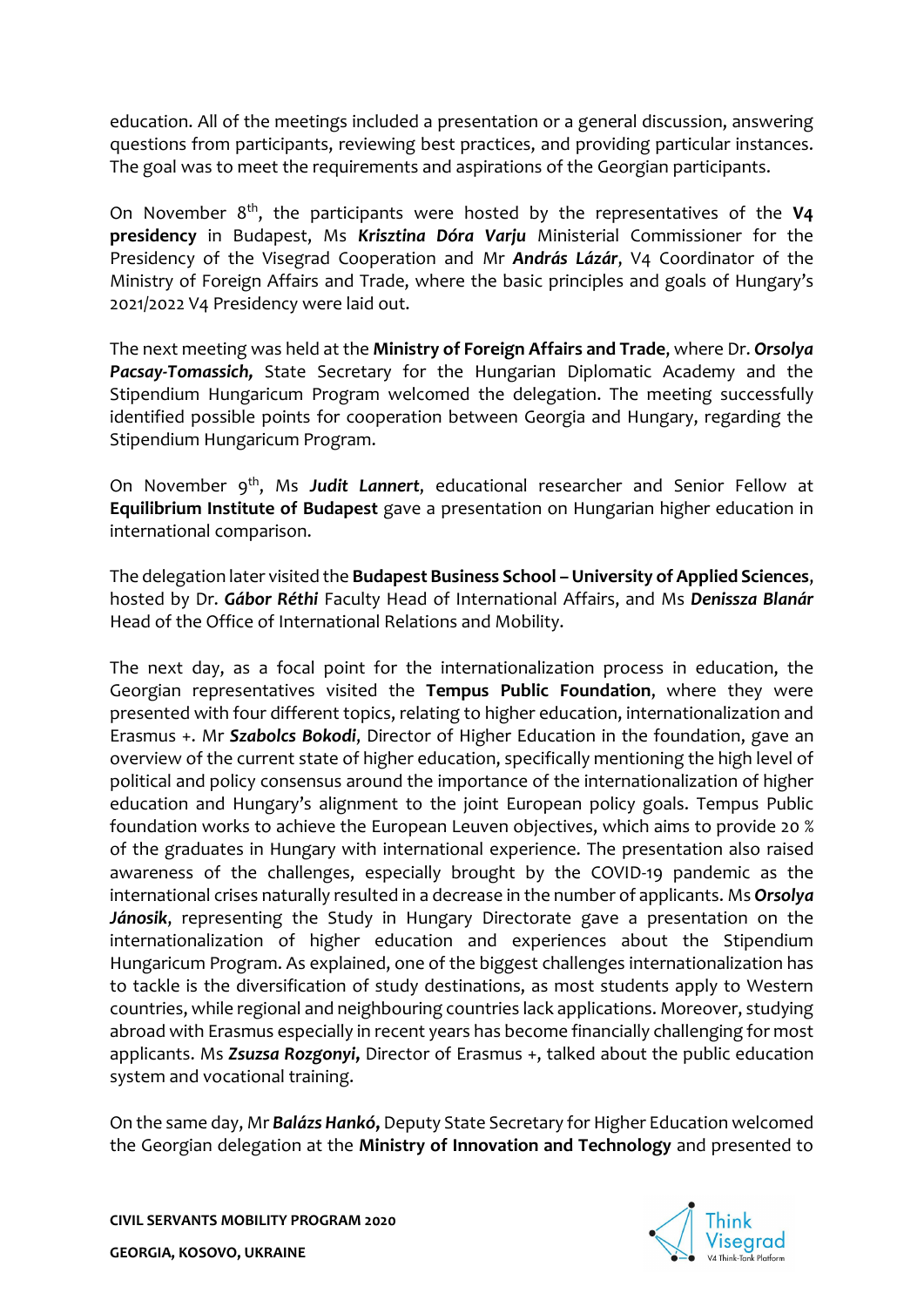education. All of the meetings included a presentation or a general discussion, answering questions from participants, reviewing best practices, and providing particular instances. The goal was to meet the requirements and aspirations of the Georgian participants.

On November 8th, the participants were hosted by the representatives of the **V4 presidency** in Budapest, Ms ***Krisztina Dóra Varju*** Ministerial Commissioner for the Presidency of the Visegrad Cooperation and Mr ***András Lázár***, V4 Coordinator of the Ministry of Foreign Affairs and Trade, where the basic principles and goals of Hungary's 2021/2022 V4 Presidency were laid out.

The next meeting was held at the **Ministry of Foreign Affairs and Trade**, where Dr. ***Orsolya Pacsay-Tomassich,*** State Secretary for the Hungarian Diplomatic Academy and the Stipendium Hungaricum Program welcomed the delegation. The meeting successfully identified possible points for cooperation between Georgia and Hungary, regarding the Stipendium Hungaricum Program.

On November 9th, Ms ***Judit Lannert***, educational researcher and Senior Fellow at **Equilibrium Institute of Budapest** gave a presentation on Hungarian higher education in international comparison.

The delegation later visited the **Budapest Business School – University of Applied Sciences**, hosted by Dr. ***Gábor Réthi*** Faculty Head of International Affairs, and Ms ***Denissza Blanár*** Head of the Office of International Relations and Mobility.

The next day, as a focal point for the internationalization process in education, the Georgian representatives visited the **Tempus Public Foundation**, where they were presented with four different topics, relating to higher education, internationalization and Erasmus +. Mr ***Szabolcs Bokodi***, Director of Higher Education in the foundation, gave an overview of the current state of higher education, specifically mentioning the high level of political and policy consensus around the importance of the internationalization of higher education and Hungary's alignment to the joint European policy goals. Tempus Public foundation works to achieve the European Leuven objectives, which aims to provide 20 % of the graduates in Hungary with international experience. The presentation also raised awareness of the challenges, especially brought by the COVID-19 pandemic as the international crises naturally resulted in a decrease in the number of applicants. Ms ***Orsolya Jánosik***, representing the Study in Hungary Directorate gave a presentation on the internationalization of higher education and experiences about the Stipendium Hungaricum Program. As explained, one of the biggest challenges internationalization has to tackle is the diversification of study destinations, as most students apply to Western countries, while regional and neighbouring countries lack applications. Moreover, studying abroad with Erasmus especially in recent years has become financially challenging for most applicants. Ms ***Zsuzsa Rozgonyi,*** Director of Erasmus +, talked about the public education system and vocational training.

On the same day, Mr ***Balázs Hankó,*** Deputy State Secretary for Higher Education welcomed the Georgian delegation at the **Ministry of Innovation and Technology** and presented to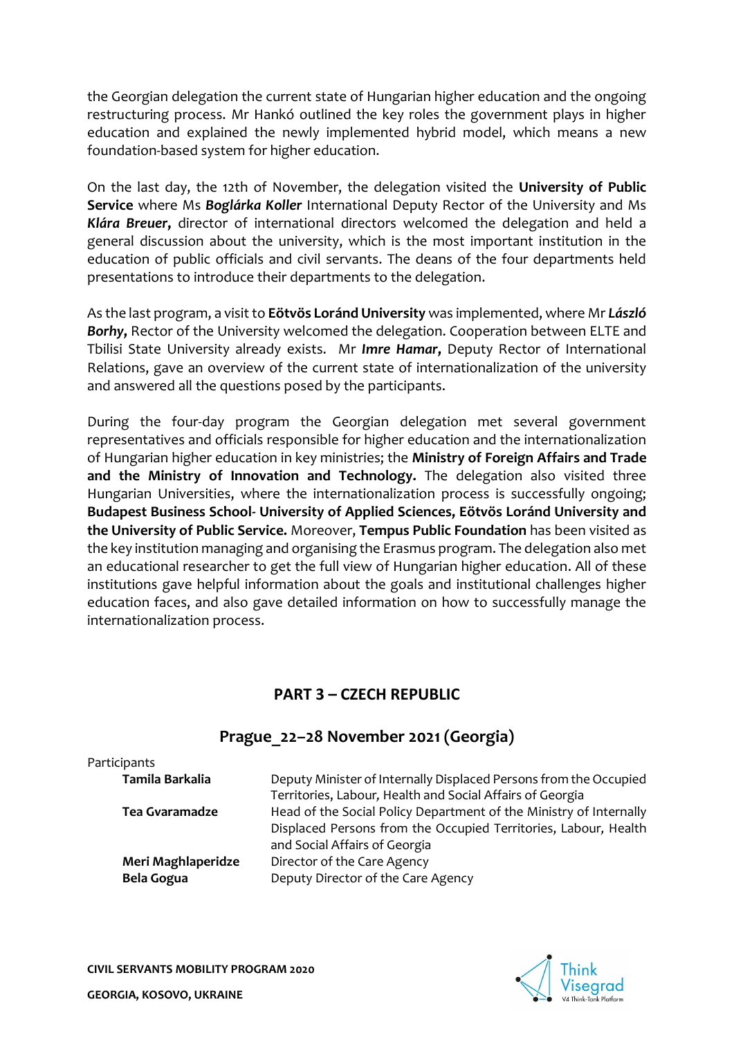the Georgian delegation the current state of Hungarian higher education and the ongoing restructuring process. Mr Hankó outlined the key roles the government plays in higher education and explained the newly implemented hybrid model, which means a new foundation-based system for higher education.

On the last day, the 12th of November, the delegation visited the **University of Public Service** where Ms ***Boglárka Koller*** International Deputy Rector of the University and Ms ***Klára Breuer,*** director of international directors welcomed the delegation and held a general discussion about the university, which is the most important institution in the education of public officials and civil servants. The deans of the four departments held presentations to introduce their departments to the delegation.

As the last program, a visit to **Eötvös Loránd University** was implemented, where Mr ***László Borhy,*** Rector of the University welcomed the delegation. Cooperation between ELTE and Tbilisi State University already exists. Mr ***Imre Hamar,*** Deputy Rector of International Relations, gave an overview of the current state of internationalization of the university and answered all the questions posed by the participants.

During the four-day program the Georgian delegation met several government representatives and officials responsible for higher education and the internationalization of Hungarian higher education in key ministries; the **Ministry of Foreign Affairs and Trade and the Ministry of Innovation and Technology.** The delegation also visited three Hungarian Universities, where the internationalization process is successfully ongoing; **Budapest Business School- University of Applied Sciences, Eötvös Loránd University and the University of Public Service.** Moreover, **Tempus Public Foundation** has been visited as the key institution managing and organising the Erasmus program. The delegation also met an educational researcher to get the full view of Hungarian higher education. All of these institutions gave helpful information about the goals and institutional challenges higher education faces, and also gave detailed information on how to successfully manage the internationalization process.

## PART 3 – CZECH REPUBLIC

### Prague_22–28 November 2021 (Georgia)

Participants

| | |
|---|---|
| **Tamila Barkalia** | Deputy Minister of Internally Displaced Persons from the Occupied Territories, Labour, Health and Social Affairs of Georgia |
| **Tea Gvaramadze** | Head of the Social Policy Department of the Ministry of Internally Displaced Persons from the Occupied Territories, Labour, Health and Social Affairs of Georgia |
| **Meri Maghlaperidze** | Director of the Care Agency |
| **Bela Gogua** | Deputy Director of the Care Agency |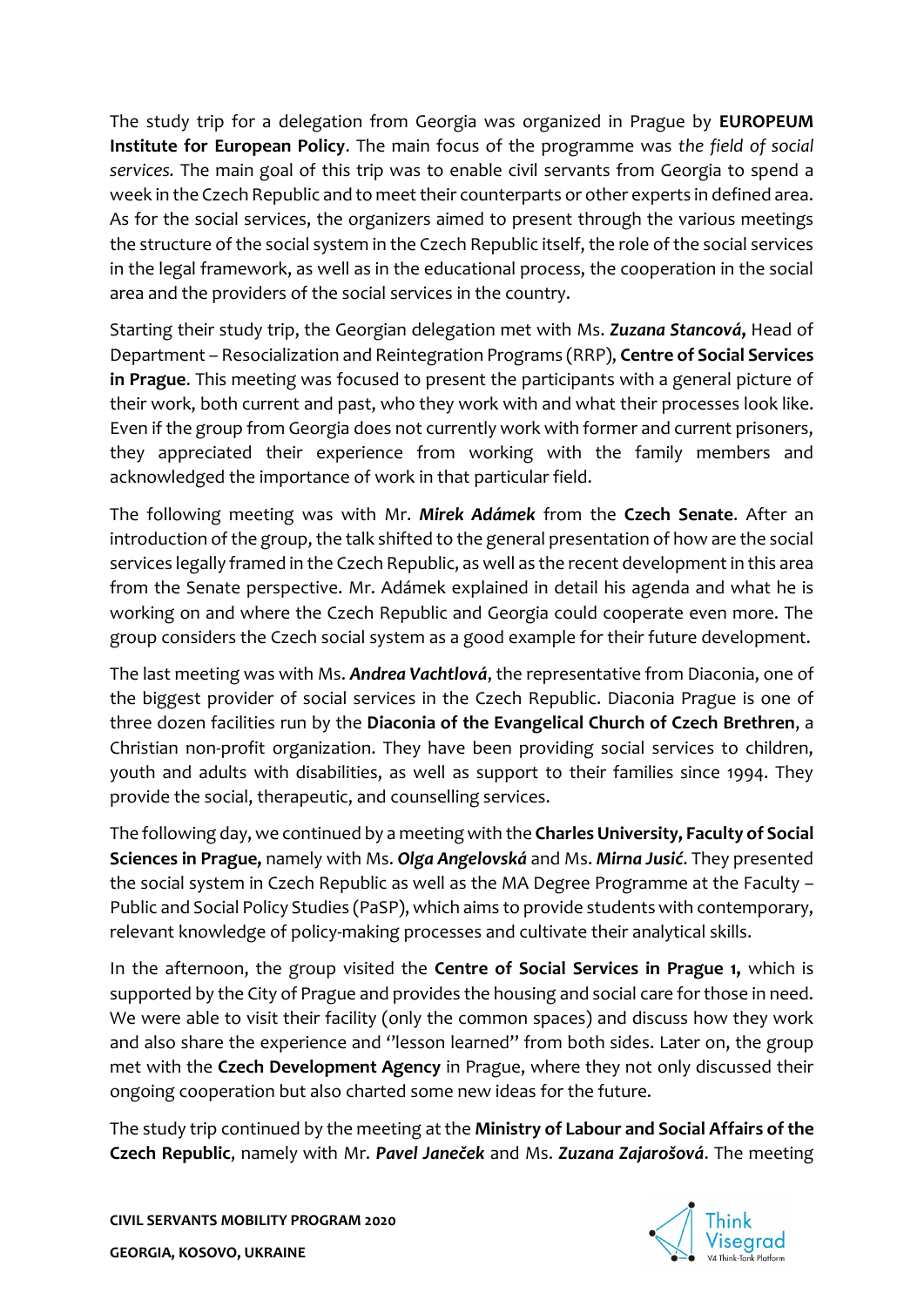The study trip for a delegation from Georgia was organized in Prague by **EUROPEUM Institute for European Policy**. The main focus of the programme was *the field of social services.* The main goal of this trip was to enable civil servants from Georgia to spend a week in the Czech Republic and to meet their counterparts or other experts in defined area. As for the social services, the organizers aimed to present through the various meetings the structure of the social system in the Czech Republic itself, the role of the social services in the legal framework, as well as in the educational process, the cooperation in the social area and the providers of the social services in the country.

Starting their study trip, the Georgian delegation met with Ms. ***Zuzana Stancová***, Head of Department – Resocialization and Reintegration Programs (RRP), **Centre of Social Services in Prague**. This meeting was focused to present the participants with a general picture of their work, both current and past, who they work with and what their processes look like. Even if the group from Georgia does not currently work with former and current prisoners, they appreciated their experience from working with the family members and acknowledged the importance of work in that particular field.

The following meeting was with Mr. ***Mirek Adámek*** from the **Czech Senate**. After an introduction of the group, the talk shifted to the general presentation of how are the social services legally framed in the Czech Republic, as well as the recent development in this area from the Senate perspective. Mr. Adámek explained in detail his agenda and what he is working on and where the Czech Republic and Georgia could cooperate even more. The group considers the Czech social system as a good example for their future development.

The last meeting was with Ms. ***Andrea Vachtlová***, the representative from Diaconia, one of the biggest provider of social services in the Czech Republic. Diaconia Prague is one of three dozen facilities run by the **Diaconia of the Evangelical Church of Czech Brethren**, a Christian non-profit organization. They have been providing social services to children, youth and adults with disabilities, as well as support to their families since 1994. They provide the social, therapeutic, and counselling services.

The following day, we continued by a meeting with the **Charles University, Faculty of Social Sciences in Prague,** namely with Ms. ***Olga Angelovská*** and Ms. ***Mirna Jusić***. They presented the social system in Czech Republic as well as the MA Degree Programme at the Faculty – Public and Social Policy Studies (PaSP), which aims to provide students with contemporary, relevant knowledge of policy-making processes and cultivate their analytical skills.

In the afternoon, the group visited the **Centre of Social Services in Prague 1,** which is supported by the City of Prague and provides the housing and social care for those in need. We were able to visit their facility (only the common spaces) and discuss how they work and also share the experience and ''lesson learned'' from both sides. Later on, the group met with the **Czech Development Agency** in Prague, where they not only discussed their ongoing cooperation but also charted some new ideas for the future.

The study trip continued by the meeting at the **Ministry of Labour and Social Affairs of the Czech Republic**, namely with Mr. ***Pavel Janeček*** and Ms. ***Zuzana Zajarošová***. The meeting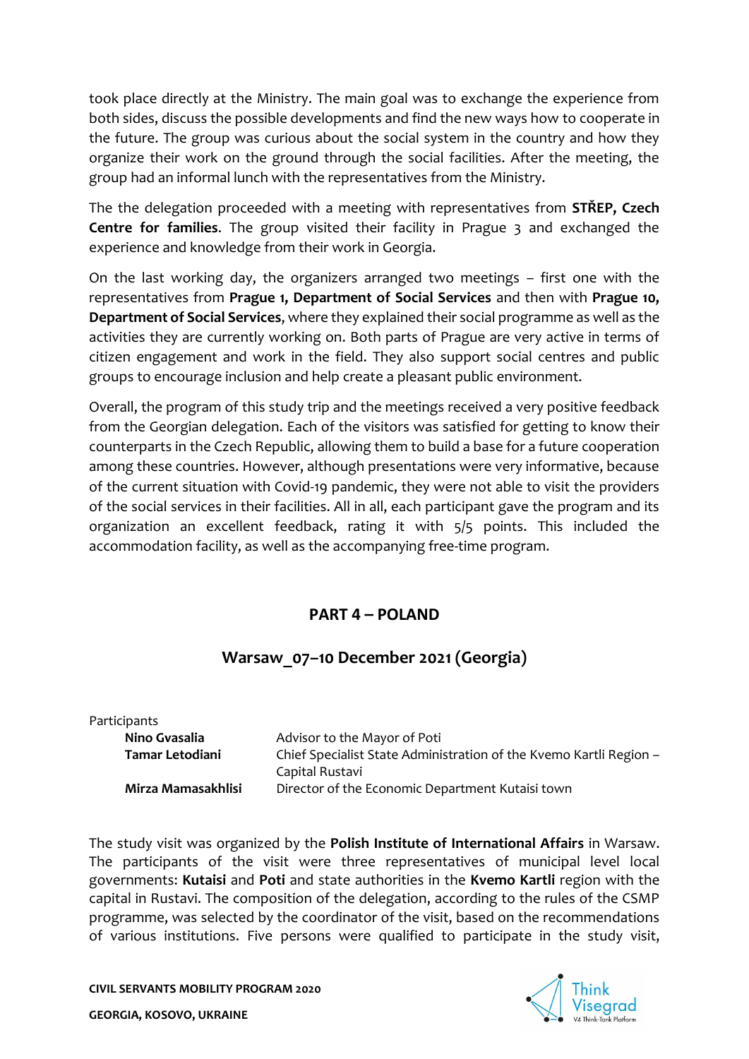took place directly at the Ministry. The main goal was to exchange the experience from both sides, discuss the possible developments and find the new ways how to cooperate in the future. The group was curious about the social system in the country and how they organize their work on the ground through the social facilities. After the meeting, the group had an informal lunch with the representatives from the Ministry.

The the delegation proceeded with a meeting with representatives from **STŘEP, Czech Centre for families**. The group visited their facility in Prague 3 and exchanged the experience and knowledge from their work in Georgia.

On the last working day, the organizers arranged two meetings – first one with the representatives from **Prague 1, Department of Social Services** and then with **Prague 10, Department of Social Services**, where they explained their social programme as well as the activities they are currently working on. Both parts of Prague are very active in terms of citizen engagement and work in the field. They also support social centres and public groups to encourage inclusion and help create a pleasant public environment.

Overall, the program of this study trip and the meetings received a very positive feedback from the Georgian delegation. Each of the visitors was satisfied for getting to know their counterparts in the Czech Republic, allowing them to build a base for a future cooperation among these countries. However, although presentations were very informative, because of the current situation with Covid-19 pandemic, they were not able to visit the providers of the social services in their facilities. All in all, each participant gave the program and its organization an excellent feedback, rating it with 5/5 points. This included the accommodation facility, as well as the accompanying free-time program.

## PART 4 – POLAND

### Warsaw_07–10 December 2021 (Georgia)

Participants

| | |
|---|---|
| **Nino Gvasalia** | Advisor to the Mayor of Poti |
| **Tamar Letodiani** | Chief Specialist State Administration of the Kvemo Kartli Region – Capital Rustavi |
| **Mirza Mamasakhlisi** | Director of the Economic Department Kutaisi town |

The study visit was organized by the **Polish Institute of International Affairs** in Warsaw. The participants of the visit were three representatives of municipal level local governments: **Kutaisi** and **Poti** and state authorities in the **Kvemo Kartli** region with the capital in Rustavi. The composition of the delegation, according to the rules of the CSMP programme, was selected by the coordinator of the visit, based on the recommendations of various institutions. Five persons were qualified to participate in the study visit,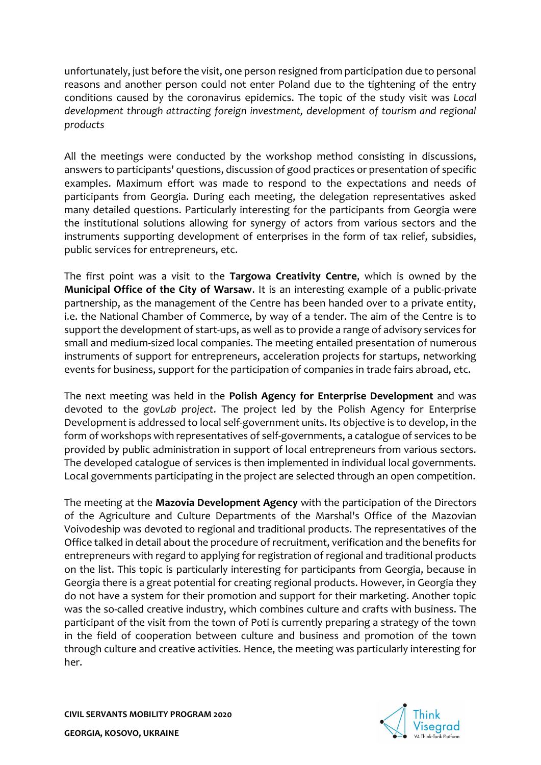unfortunately, just before the visit, one person resigned from participation due to personal reasons and another person could not enter Poland due to the tightening of the entry conditions caused by the coronavirus epidemics. The topic of the study visit was *Local development through attracting foreign investment, development of tourism and regional products*

All the meetings were conducted by the workshop method consisting in discussions, answers to participants' questions, discussion of good practices or presentation of specific examples. Maximum effort was made to respond to the expectations and needs of participants from Georgia. During each meeting, the delegation representatives asked many detailed questions. Particularly interesting for the participants from Georgia were the institutional solutions allowing for synergy of actors from various sectors and the instruments supporting development of enterprises in the form of tax relief, subsidies, public services for entrepreneurs, etc.

The first point was a visit to the **Targowa Creativity Centre**, which is owned by the **Municipal Office of the City of Warsaw**. It is an interesting example of a public-private partnership, as the management of the Centre has been handed over to a private entity, i.e. the National Chamber of Commerce, by way of a tender. The aim of the Centre is to support the development of start-ups, as well as to provide a range of advisory services for small and medium-sized local companies. The meeting entailed presentation of numerous instruments of support for entrepreneurs, acceleration projects for startups, networking events for business, support for the participation of companies in trade fairs abroad, etc.

The next meeting was held in the **Polish Agency for Enterprise Development** and was devoted to the *govLab project*. The project led by the Polish Agency for Enterprise Development is addressed to local self-government units. Its objective is to develop, in the form of workshops with representatives of self-governments, a catalogue of services to be provided by public administration in support of local entrepreneurs from various sectors. The developed catalogue of services is then implemented in individual local governments. Local governments participating in the project are selected through an open competition.

The meeting at the **Mazovia Development Agency** with the participation of the Directors of the Agriculture and Culture Departments of the Marshal's Office of the Mazovian Voivodeship was devoted to regional and traditional products. The representatives of the Office talked in detail about the procedure of recruitment, verification and the benefits for entrepreneurs with regard to applying for registration of regional and traditional products on the list. This topic is particularly interesting for participants from Georgia, because in Georgia there is a great potential for creating regional products. However, in Georgia they do not have a system for their promotion and support for their marketing. Another topic was the so-called creative industry, which combines culture and crafts with business. The participant of the visit from the town of Poti is currently preparing a strategy of the town in the field of cooperation between culture and business and promotion of the town through culture and creative activities. Hence, the meeting was particularly interesting for her.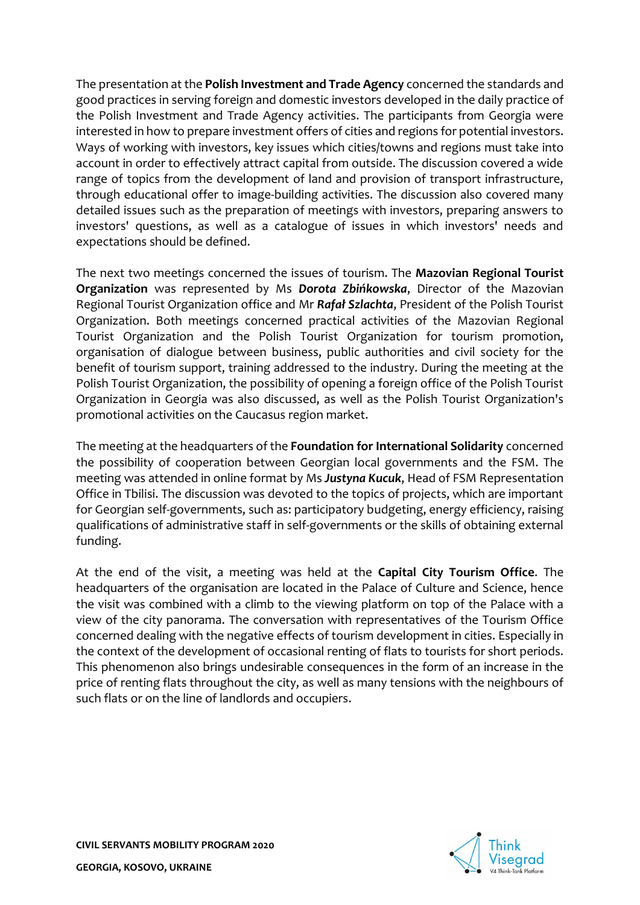The presentation at the **Polish Investment and Trade Agency** concerned the standards and good practices in serving foreign and domestic investors developed in the daily practice of the Polish Investment and Trade Agency activities. The participants from Georgia were interested in how to prepare investment offers of cities and regions for potential investors. Ways of working with investors, key issues which cities/towns and regions must take into account in order to effectively attract capital from outside. The discussion covered a wide range of topics from the development of land and provision of transport infrastructure, through educational offer to image-building activities. The discussion also covered many detailed issues such as the preparation of meetings with investors, preparing answers to investors' questions, as well as a catalogue of issues in which investors' needs and expectations should be defined.

The next two meetings concerned the issues of tourism. The **Mazovian Regional Tourist Organization** was represented by Ms ***Dorota Zbińkowska***, Director of the Mazovian Regional Tourist Organization office and Mr ***Rafał Szlachta***, President of the Polish Tourist Organization. Both meetings concerned practical activities of the Mazovian Regional Tourist Organization and the Polish Tourist Organization for tourism promotion, organisation of dialogue between business, public authorities and civil society for the benefit of tourism support, training addressed to the industry. During the meeting at the Polish Tourist Organization, the possibility of opening a foreign office of the Polish Tourist Organization in Georgia was also discussed, as well as the Polish Tourist Organization's promotional activities on the Caucasus region market.

The meeting at the headquarters of the **Foundation for International Solidarity** concerned the possibility of cooperation between Georgian local governments and the FSM. The meeting was attended in online format by Ms ***Justyna Kucuk***, Head of FSM Representation Office in Tbilisi. The discussion was devoted to the topics of projects, which are important for Georgian self-governments, such as: participatory budgeting, energy efficiency, raising qualifications of administrative staff in self-governments or the skills of obtaining external funding.

At the end of the visit, a meeting was held at the **Capital City Tourism Office**. The headquarters of the organisation are located in the Palace of Culture and Science, hence the visit was combined with a climb to the viewing platform on top of the Palace with a view of the city panorama. The conversation with representatives of the Tourism Office concerned dealing with the negative effects of tourism development in cities. Especially in the context of the development of occasional renting of flats to tourists for short periods. This phenomenon also brings undesirable consequences in the form of an increase in the price of renting flats throughout the city, as well as many tensions with the neighbours of such flats or on the line of landlords and occupiers.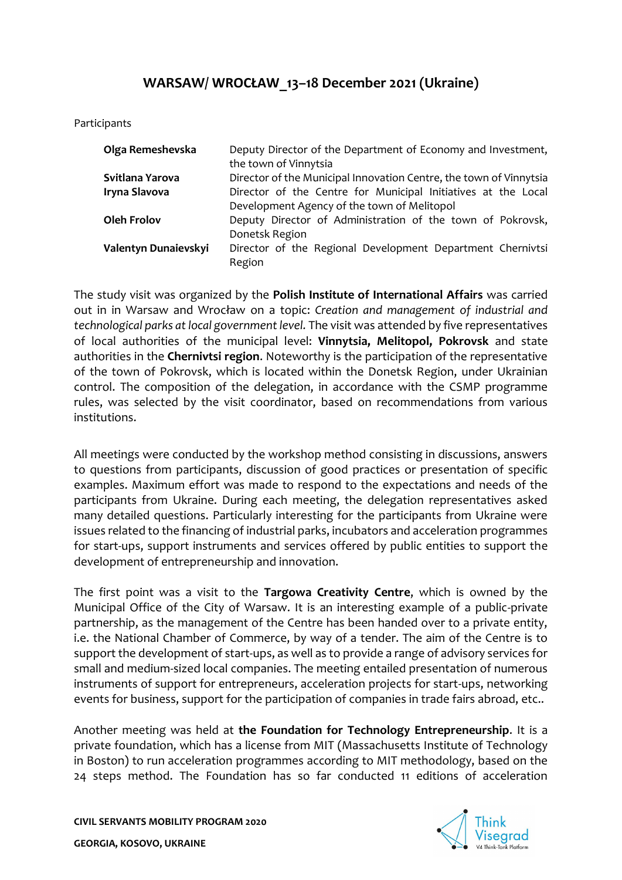## WARSAW/ WROCŁAW_13–18 December 2021 (Ukraine)

Participants

| | |
|---|---|
| **Olga Remeshevska** | Deputy Director of the Department of Economy and Investment, the town of Vinnytsia |
| **Svitlana Yarova** | Director of the Municipal Innovation Centre, the town of Vinnytsia |
| **Iryna Slavova** | Director of the Centre for Municipal Initiatives at the Local Development Agency of the town of Melitopol |
| **Oleh Frolov** | Deputy Director of Administration of the town of Pokrovsk, Donetsk Region |
| **Valentyn Dunaievskyi** | Director of the Regional Development Department Chernivtsi Region |

The study visit was organized by the **Polish Institute of International Affairs** was carried out in in Warsaw and Wrocław on a topic: *Creation and management of industrial and technological parks at local government level.* The visit was attended by five representatives of local authorities of the municipal level: **Vinnytsia, Melitopol, Pokrovsk** and state authorities in the **Chernivtsi region**. Noteworthy is the participation of the representative of the town of Pokrovsk, which is located within the Donetsk Region, under Ukrainian control. The composition of the delegation, in accordance with the CSMP programme rules, was selected by the visit coordinator, based on recommendations from various institutions.

All meetings were conducted by the workshop method consisting in discussions, answers to questions from participants, discussion of good practices or presentation of specific examples. Maximum effort was made to respond to the expectations and needs of the participants from Ukraine. During each meeting, the delegation representatives asked many detailed questions. Particularly interesting for the participants from Ukraine were issues related to the financing of industrial parks, incubators and acceleration programmes for start-ups, support instruments and services offered by public entities to support the development of entrepreneurship and innovation.

The first point was a visit to the **Targowa Creativity Centre**, which is owned by the Municipal Office of the City of Warsaw. It is an interesting example of a public-private partnership, as the management of the Centre has been handed over to a private entity, i.e. the National Chamber of Commerce, by way of a tender. The aim of the Centre is to support the development of start-ups, as well as to provide a range of advisory services for small and medium-sized local companies. The meeting entailed presentation of numerous instruments of support for entrepreneurs, acceleration projects for start-ups, networking events for business, support for the participation of companies in trade fairs abroad, etc..

Another meeting was held at **the Foundation for Technology Entrepreneurship**. It is a private foundation, which has a license from MIT (Massachusetts Institute of Technology in Boston) to run acceleration programmes according to MIT methodology, based on the 24 steps method. The Foundation has so far conducted 11 editions of acceleration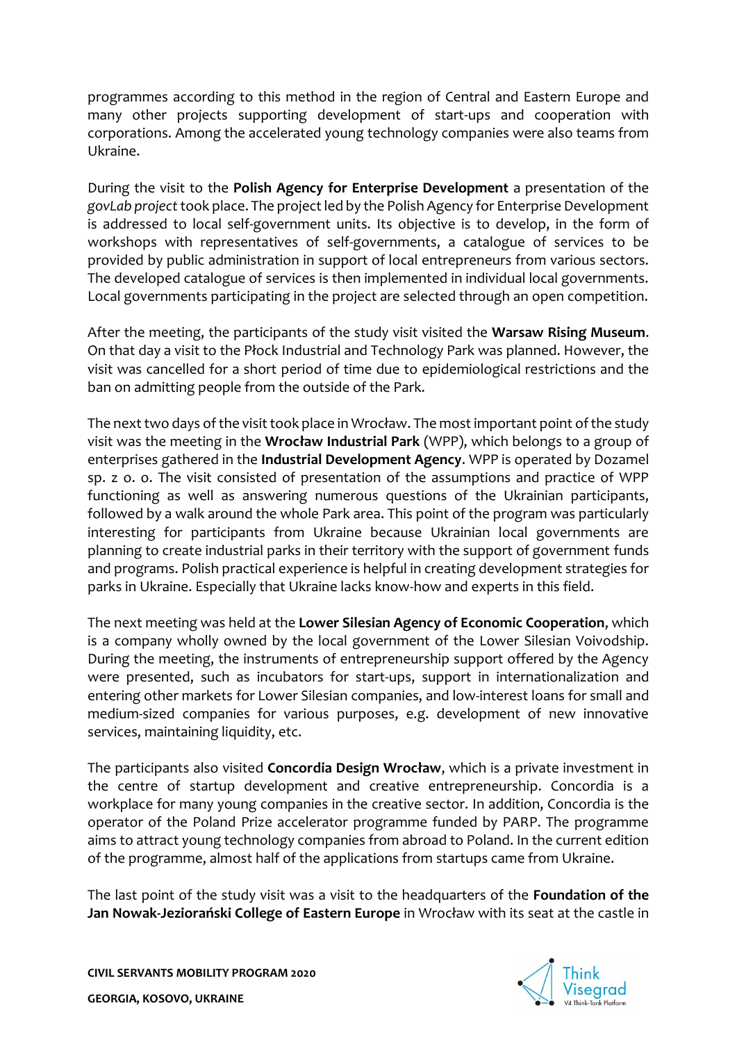programmes according to this method in the region of Central and Eastern Europe and many other projects supporting development of start-ups and cooperation with corporations. Among the accelerated young technology companies were also teams from Ukraine.

During the visit to the **Polish Agency for Enterprise Development** a presentation of the *govLab project* took place. The project led by the Polish Agency for Enterprise Development is addressed to local self-government units. Its objective is to develop, in the form of workshops with representatives of self-governments, a catalogue of services to be provided by public administration in support of local entrepreneurs from various sectors. The developed catalogue of services is then implemented in individual local governments. Local governments participating in the project are selected through an open competition.

After the meeting, the participants of the study visit visited the **Warsaw Rising Museum**. On that day a visit to the Płock Industrial and Technology Park was planned. However, the visit was cancelled for a short period of time due to epidemiological restrictions and the ban on admitting people from the outside of the Park.

The next two days of the visit took place in Wrocław. The most important point of the study visit was the meeting in the **Wrocław Industrial Park** (WPP), which belongs to a group of enterprises gathered in the **Industrial Development Agency**. WPP is operated by Dozamel sp. z o. o. The visit consisted of presentation of the assumptions and practice of WPP functioning as well as answering numerous questions of the Ukrainian participants, followed by a walk around the whole Park area. This point of the program was particularly interesting for participants from Ukraine because Ukrainian local governments are planning to create industrial parks in their territory with the support of government funds and programs. Polish practical experience is helpful in creating development strategies for parks in Ukraine. Especially that Ukraine lacks know-how and experts in this field.

The next meeting was held at the **Lower Silesian Agency of Economic Cooperation**, which is a company wholly owned by the local government of the Lower Silesian Voivodship. During the meeting, the instruments of entrepreneurship support offered by the Agency were presented, such as incubators for start-ups, support in internationalization and entering other markets for Lower Silesian companies, and low-interest loans for small and medium-sized companies for various purposes, e.g. development of new innovative services, maintaining liquidity, etc.

The participants also visited **Concordia Design Wrocław**, which is a private investment in the centre of startup development and creative entrepreneurship. Concordia is a workplace for many young companies in the creative sector. In addition, Concordia is the operator of the Poland Prize accelerator programme funded by PARP. The programme aims to attract young technology companies from abroad to Poland. In the current edition of the programme, almost half of the applications from startups came from Ukraine.

The last point of the study visit was a visit to the headquarters of the **Foundation of the Jan Nowak-Jeziorański College of Eastern Europe** in Wrocław with its seat at the castle in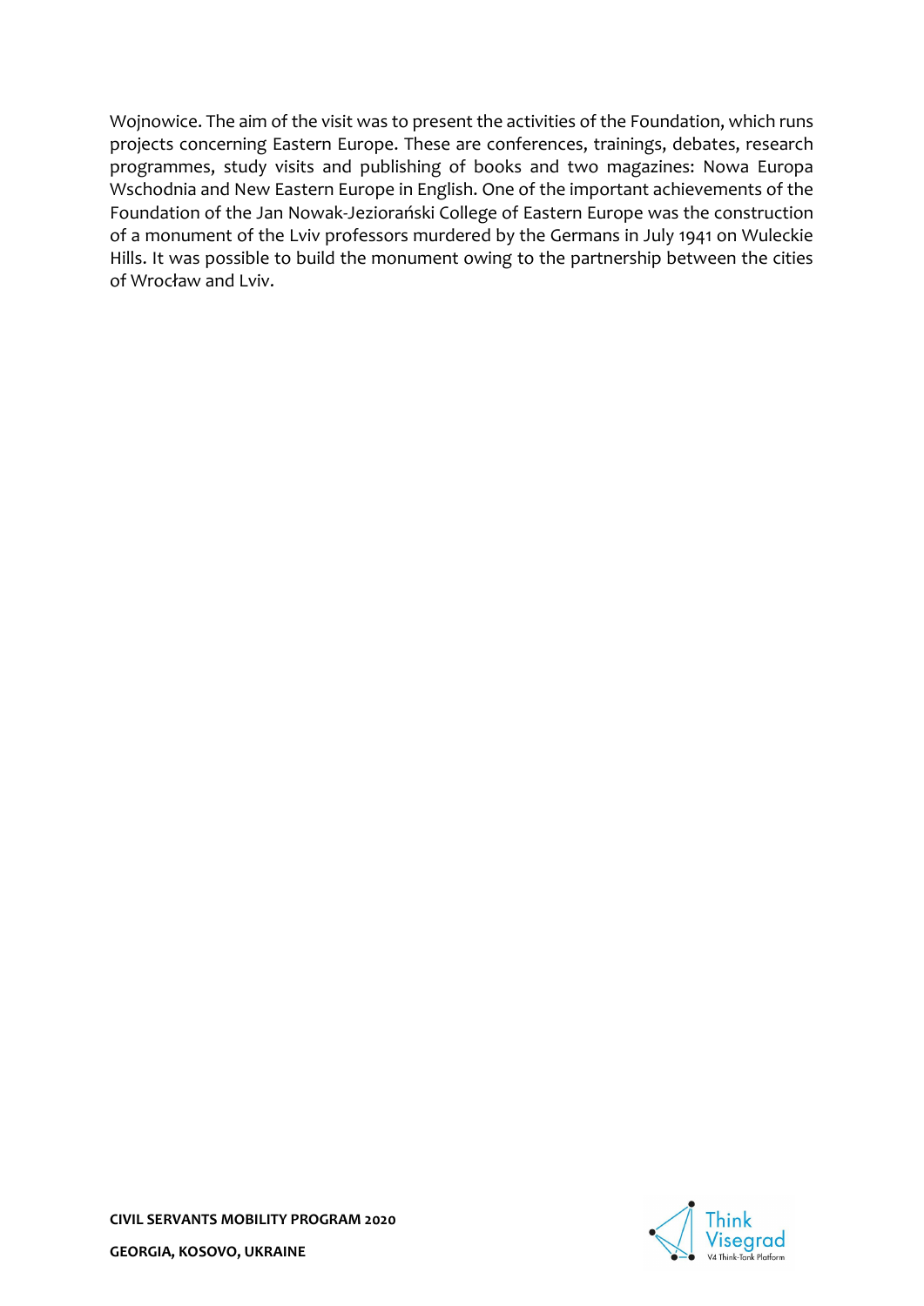Wojnowice. The aim of the visit was to present the activities of the Foundation, which runs projects concerning Eastern Europe. These are conferences, trainings, debates, research programmes, study visits and publishing of books and two magazines: Nowa Europa Wschodnia and New Eastern Europe in English. One of the important achievements of the Foundation of the Jan Nowak-Jeziorański College of Eastern Europe was the construction of a monument of the Lviv professors murdered by the Germans in July 1941 on Wuleckie Hills. It was possible to build the monument owing to the partnership between the cities of Wrocław and Lviv.